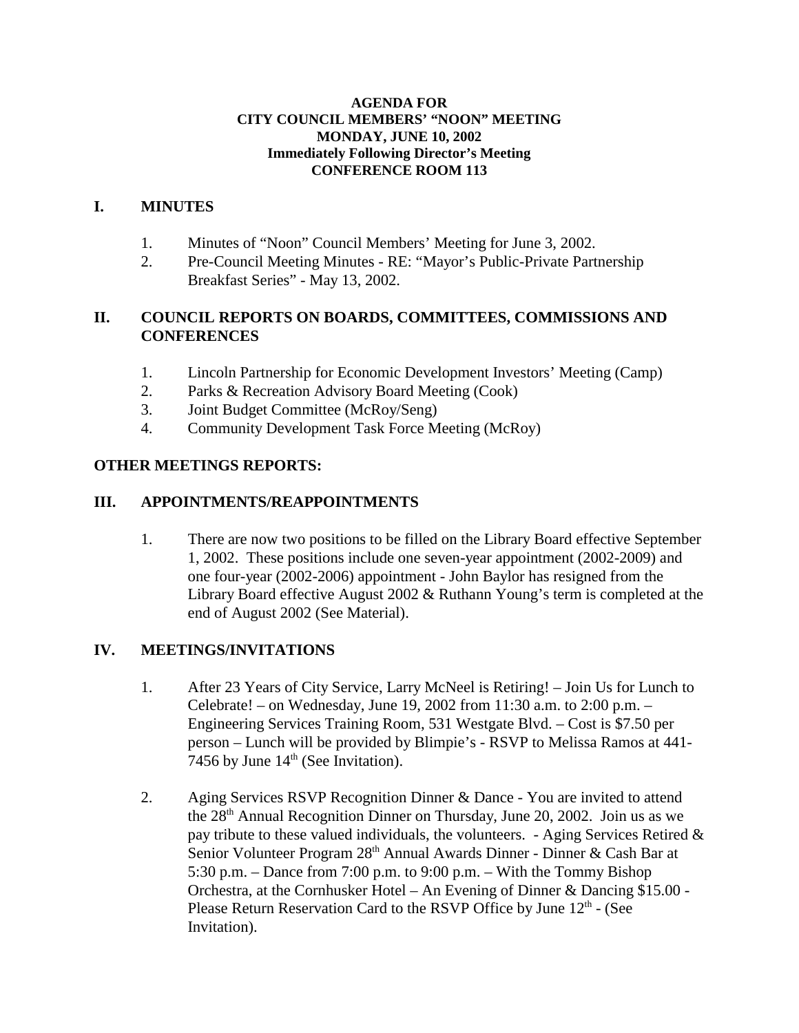**AGENDA FOR**
**CITY COUNCIL MEMBERS' "NOON" MEETING**
**MONDAY, JUNE 10, 2002**
**Immediately Following Director's Meeting**
**CONFERENCE ROOM 113**

## I. MINUTES

1. Minutes of "Noon" Council Members' Meeting for June 3, 2002.
2. Pre-Council Meeting Minutes - RE: "Mayor's Public-Private Partnership Breakfast Series" - May 13, 2002.

## II. COUNCIL REPORTS ON BOARDS, COMMITTEES, COMMISSIONS AND CONFERENCES

1. Lincoln Partnership for Economic Development Investors' Meeting (Camp)
2. Parks & Recreation Advisory Board Meeting (Cook)
3. Joint Budget Committee (McRoy/Seng)
4. Community Development Task Force Meeting (McRoy)

## OTHER MEETINGS REPORTS:

## III. APPOINTMENTS/REAPPOINTMENTS

1. There are now two positions to be filled on the Library Board effective September 1, 2002. These positions include one seven-year appointment (2002-2009) and one four-year (2002-2006) appointment - John Baylor has resigned from the Library Board effective August 2002 & Ruthann Young's term is completed at the end of August 2002 (See Material).

## IV. MEETINGS/INVITATIONS

1. After 23 Years of City Service, Larry McNeel is Retiring! – Join Us for Lunch to Celebrate! – on Wednesday, June 19, 2002 from 11:30 a.m. to 2:00 p.m. – Engineering Services Training Room, 531 Westgate Blvd. – Cost is $7.50 per person – Lunch will be provided by Blimpie's - RSVP to Melissa Ramos at 441-7456 by June 14th (See Invitation).

2. Aging Services RSVP Recognition Dinner & Dance - You are invited to attend the 28th Annual Recognition Dinner on Thursday, June 20, 2002. Join us as we pay tribute to these valued individuals, the volunteers. - Aging Services Retired & Senior Volunteer Program 28th Annual Awards Dinner - Dinner & Cash Bar at 5:30 p.m. – Dance from 7:00 p.m. to 9:00 p.m. – With the Tommy Bishop Orchestra, at the Cornhusker Hotel – An Evening of Dinner & Dancing $15.00 - Please Return Reservation Card to the RSVP Office by June 12th - (See Invitation).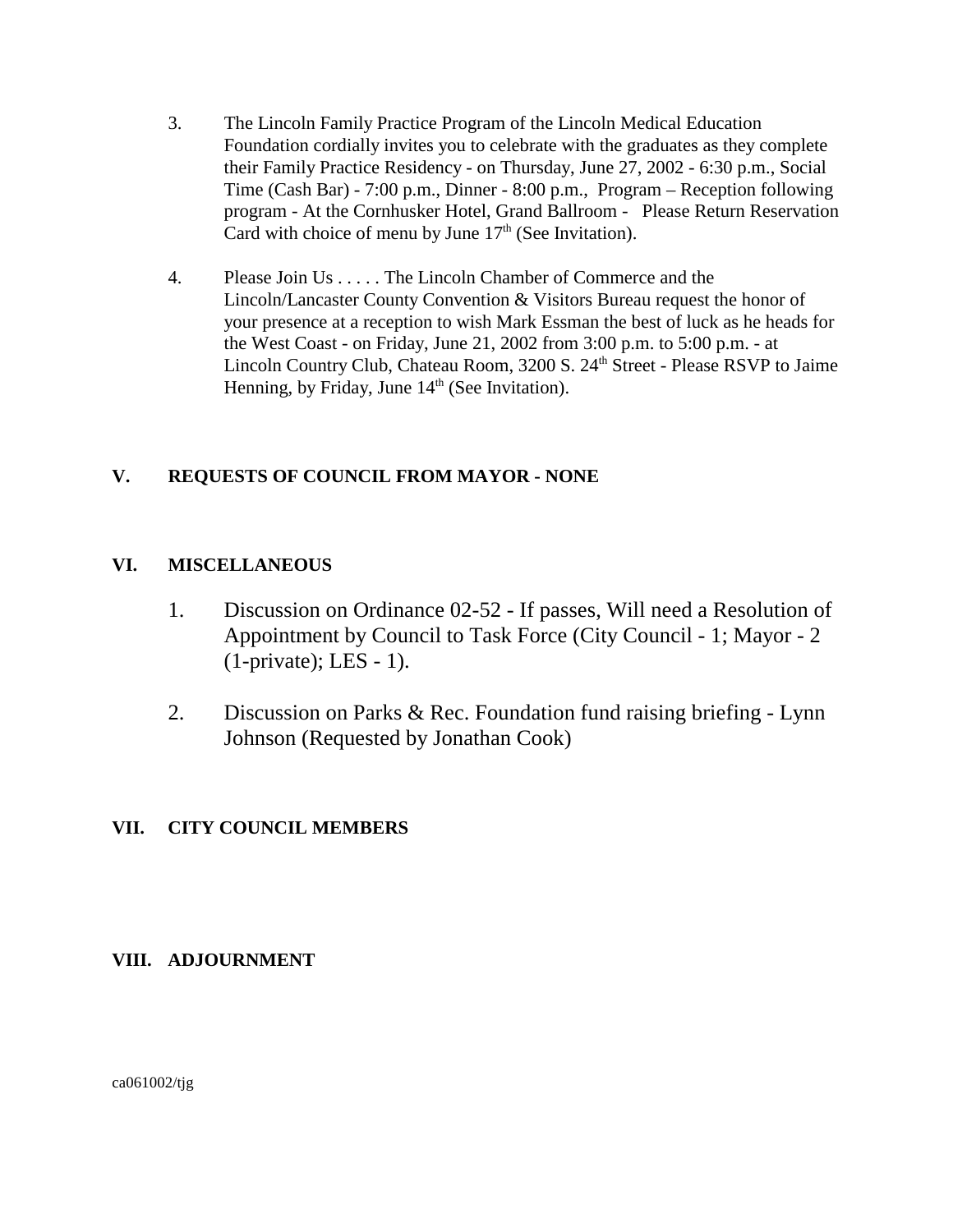3. The Lincoln Family Practice Program of the Lincoln Medical Education Foundation cordially invites you to celebrate with the graduates as they complete their Family Practice Residency - on Thursday, June 27, 2002 - 6:30 p.m., Social Time (Cash Bar) - 7:00 p.m., Dinner - 8:00 p.m., Program – Reception following program - At the Cornhusker Hotel, Grand Ballroom - Please Return Reservation Card with choice of menu by June 17th (See Invitation).

4. Please Join Us . . . . . The Lincoln Chamber of Commerce and the Lincoln/Lancaster County Convention & Visitors Bureau request the honor of your presence at a reception to wish Mark Essman the best of luck as he heads for the West Coast - on Friday, June 21, 2002 from 3:00 p.m. to 5:00 p.m. - at Lincoln Country Club, Chateau Room, 3200 S. 24th Street - Please RSVP to Jaime Henning, by Friday, June 14th (See Invitation).

## V. REQUESTS OF COUNCIL FROM MAYOR - NONE

## VI. MISCELLANEOUS

1. Discussion on Ordinance 02-52 - If passes, Will need a Resolution of Appointment by Council to Task Force (City Council - 1; Mayor - 2 (1-private); LES - 1).

2. Discussion on Parks & Rec. Foundation fund raising briefing - Lynn Johnson (Requested by Jonathan Cook)

## VII. CITY COUNCIL MEMBERS

## VIII. ADJOURNMENT

ca061002/tjg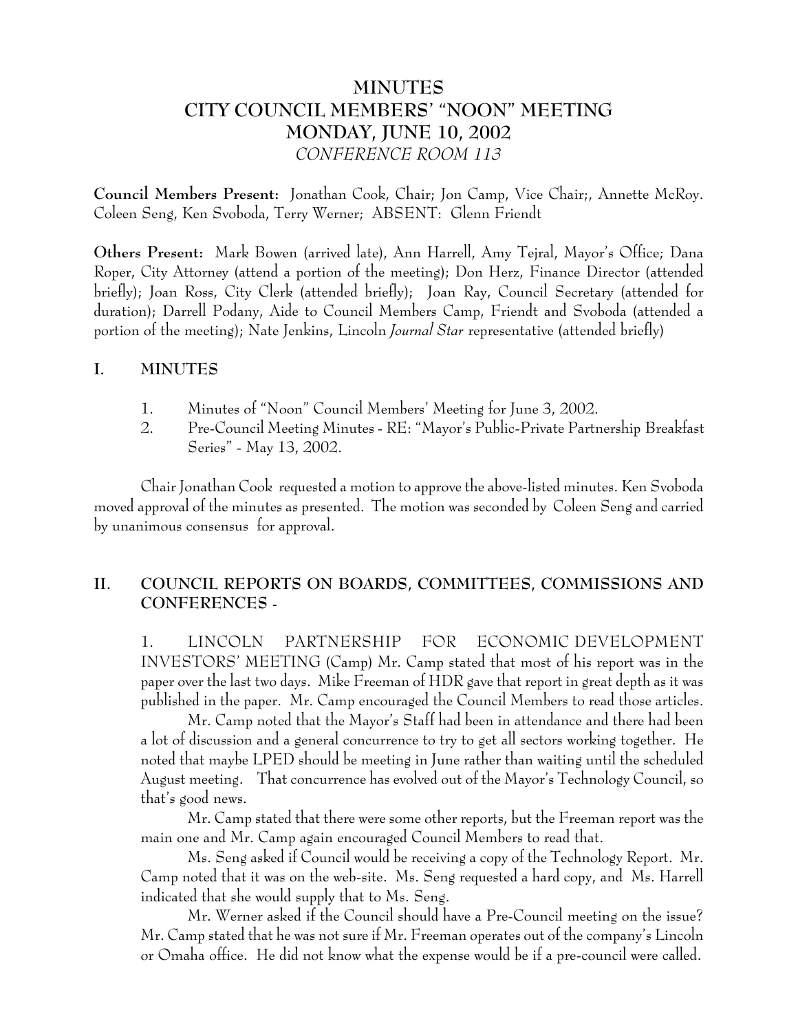# MINUTES
# CITY COUNCIL MEMBERS' "NOON" MEETING
# MONDAY, JUNE 10, 2002
*CONFERENCE ROOM 113*

**Council Members Present:** Jonathan Cook, Chair; Jon Camp, Vice Chair;, Annette McRoy. Coleen Seng, Ken Svoboda, Terry Werner; ABSENT: Glenn Friendt

**Others Present:** Mark Bowen (arrived late), Ann Harrell, Amy Tejral, Mayor's Office; Dana Roper, City Attorney (attend a portion of the meeting); Don Herz, Finance Director (attended briefly); Joan Ross, City Clerk (attended briefly); Joan Ray, Council Secretary (attended for duration); Darrell Podany, Aide to Council Members Camp, Friendt and Svoboda (attended a portion of the meeting); Nate Jenkins, Lincoln *Journal Star* representative (attended briefly)

## I. MINUTES

1. Minutes of "Noon" Council Members' Meeting for June 3, 2002.
2. Pre-Council Meeting Minutes - RE: "Mayor's Public-Private Partnership Breakfast Series" - May 13, 2002.

Chair Jonathan Cook requested a motion to approve the above-listed minutes. Ken Svoboda moved approval of the minutes as presented. The motion was seconded by Coleen Seng and carried by unanimous consensus for approval.

## II. COUNCIL REPORTS ON BOARDS, COMMITTEES, COMMISSIONS AND CONFERENCES -

1. LINCOLN PARTNERSHIP FOR ECONOMIC DEVELOPMENT INVESTORS' MEETING (Camp) Mr. Camp stated that most of his report was in the paper over the last two days. Mike Freeman of HDR gave that report in great depth as it was published in the paper. Mr. Camp encouraged the Council Members to read those articles.

Mr. Camp noted that the Mayor's Staff had been in attendance and there had been a lot of discussion and a general concurrence to try to get all sectors working together. He noted that maybe LPED should be meeting in June rather than waiting until the scheduled August meeting. That concurrence has evolved out of the Mayor's Technology Council, so that's good news.

Mr. Camp stated that there were some other reports, but the Freeman report was the main one and Mr. Camp again encouraged Council Members to read that.

Ms. Seng asked if Council would be receiving a copy of the Technology Report. Mr. Camp noted that it was on the web-site. Ms. Seng requested a hard copy, and Ms. Harrell indicated that she would supply that to Ms. Seng.

Mr. Werner asked if the Council should have a Pre-Council meeting on the issue? Mr. Camp stated that he was not sure if Mr. Freeman operates out of the company's Lincoln or Omaha office. He did not know what the expense would be if a pre-council were called.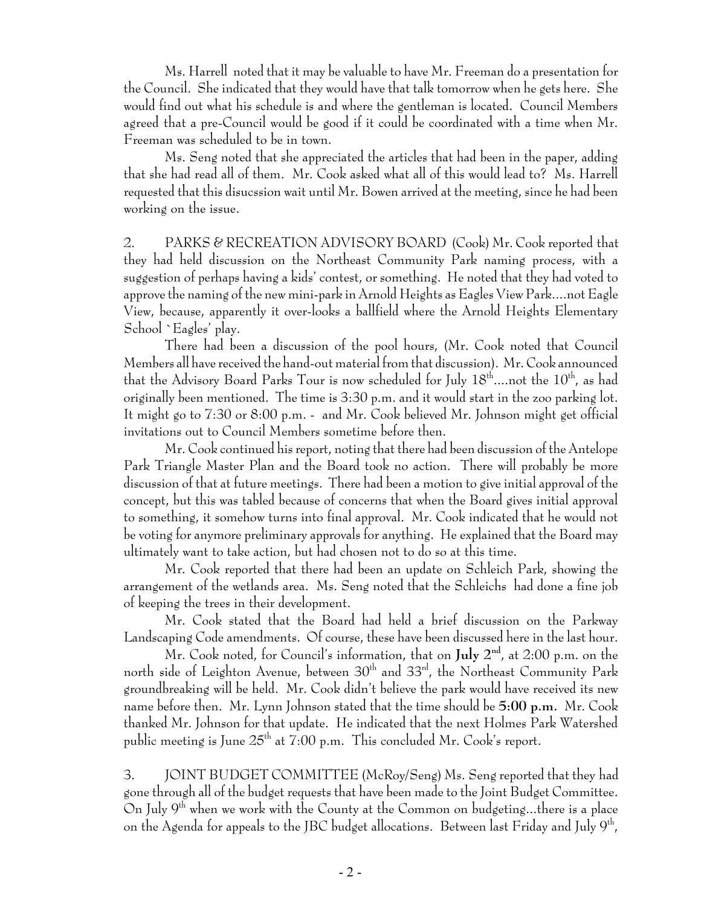Ms. Harrell noted that it may be valuable to have Mr. Freeman do a presentation for the Council. She indicated that they would have that talk tomorrow when he gets here. She would find out what his schedule is and where the gentleman is located. Council Members agreed that a pre-Council would be good if it could be coordinated with a time when Mr. Freeman was scheduled to be in town.

Ms. Seng noted that she appreciated the articles that had been in the paper, adding that she had read all of them. Mr. Cook asked what all of this would lead to? Ms. Harrell requested that this disucssion wait until Mr. Bowen arrived at the meeting, since he had been working on the issue.

2. PARKS & RECREATION ADVISORY BOARD (Cook) Mr. Cook reported that they had held discussion on the Northeast Community Park naming process, with a suggestion of perhaps having a kids' contest, or something. He noted that they had voted to approve the naming of the new mini-park in Arnold Heights as Eagles View Park....not Eagle View, because, apparently it over-looks a ballfield where the Arnold Heights Elementary School `Eagles' play.

There had been a discussion of the pool hours, (Mr. Cook noted that Council Members all have received the hand-out material from that discussion). Mr. Cook announced that the Advisory Board Parks Tour is now scheduled for July 18th....not the 10th, as had originally been mentioned. The time is 3:30 p.m. and it would start in the zoo parking lot. It might go to 7:30 or 8:00 p.m. - and Mr. Cook believed Mr. Johnson might get official invitations out to Council Members sometime before then.

Mr. Cook continued his report, noting that there had been discussion of the Antelope Park Triangle Master Plan and the Board took no action. There will probably be more discussion of that at future meetings. There had been a motion to give initial approval of the concept, but this was tabled because of concerns that when the Board gives initial approval to something, it somehow turns into final approval. Mr. Cook indicated that he would not be voting for anymore preliminary approvals for anything. He explained that the Board may ultimately want to take action, but had chosen not to do so at this time.

Mr. Cook reported that there had been an update on Schleich Park, showing the arrangement of the wetlands area. Ms. Seng noted that the Schleichs had done a fine job of keeping the trees in their development.

Mr. Cook stated that the Board had held a brief discussion on the Parkway Landscaping Code amendments. Of course, these have been discussed here in the last hour.

Mr. Cook noted, for Council's information, that on **July 2nd**, at 2:00 p.m. on the north side of Leighton Avenue, between 30th and 33rd, the Northeast Community Park groundbreaking will be held. Mr. Cook didn't believe the park would have received its new name before then. Mr. Lynn Johnson stated that the time should be **5:00 p.m.** Mr. Cook thanked Mr. Johnson for that update. He indicated that the next Holmes Park Watershed public meeting is June 25th at 7:00 p.m. This concluded Mr. Cook's report.

3. JOINT BUDGET COMMITTEE (McRoy/Seng) Ms. Seng reported that they had gone through all of the budget requests that have been made to the Joint Budget Committee. On July 9th when we work with the County at the Common on budgeting...there is a place on the Agenda for appeals to the JBC budget allocations. Between last Friday and July 9th,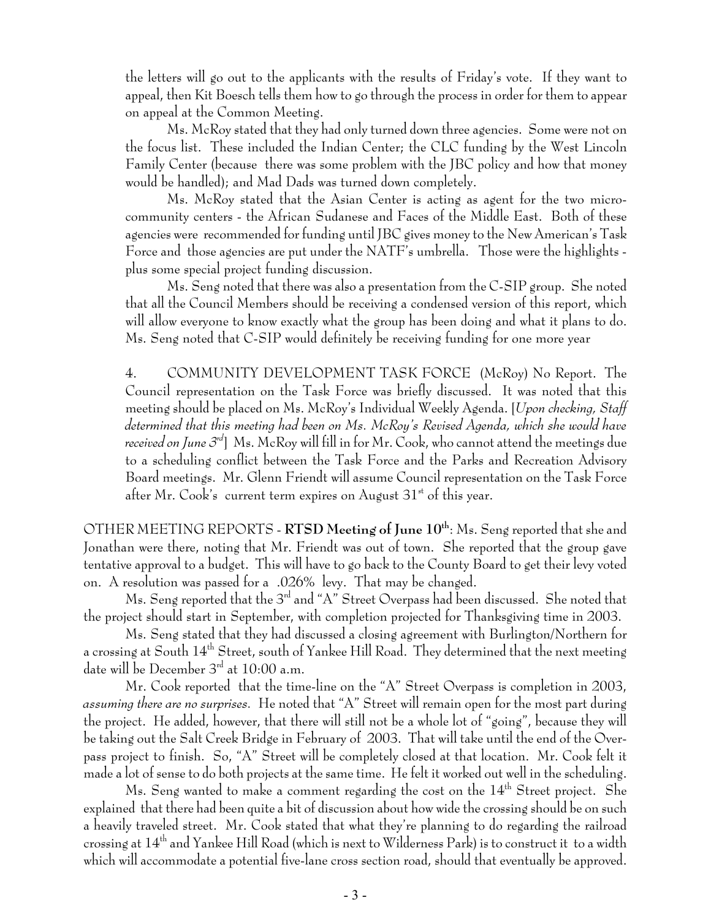the letters will go out to the applicants with the results of Friday's vote. If they want to appeal, then Kit Boesch tells them how to go through the process in order for them to appear on appeal at the Common Meeting.

Ms. McRoy stated that they had only turned down three agencies. Some were not on the focus list. These included the Indian Center; the CLC funding by the West Lincoln Family Center (because there was some problem with the JBC policy and how that money would be handled); and Mad Dads was turned down completely.

Ms. McRoy stated that the Asian Center is acting as agent for the two micro-community centers - the African Sudanese and Faces of the Middle East. Both of these agencies were recommended for funding until JBC gives money to the New American's Task Force and those agencies are put under the NATF's umbrella. Those were the highlights - plus some special project funding discussion.

Ms. Seng noted that there was also a presentation from the C-SIP group. She noted that all the Council Members should be receiving a condensed version of this report, which will allow everyone to know exactly what the group has been doing and what it plans to do. Ms. Seng noted that C-SIP would definitely be receiving funding for one more year

4. COMMUNITY DEVELOPMENT TASK FORCE (McRoy) No Report. The Council representation on the Task Force was briefly discussed. It was noted that this meeting should be placed on Ms. McRoy's Individual Weekly Agenda. [*Upon checking, Staff determined that this meeting had been on Ms. McRoy's Revised Agenda, which she would have received on June 3rd*] Ms. McRoy will fill in for Mr. Cook, who cannot attend the meetings due to a scheduling conflict between the Task Force and the Parks and Recreation Advisory Board meetings. Mr. Glenn Friendt will assume Council representation on the Task Force after Mr. Cook's current term expires on August 31st of this year.

OTHER MEETING REPORTS - **RTSD Meeting of June 10th**: Ms. Seng reported that she and Jonathan were there, noting that Mr. Friendt was out of town. She reported that the group gave tentative approval to a budget. This will have to go back to the County Board to get their levy voted on. A resolution was passed for a .026% levy. That may be changed.

Ms. Seng reported that the 3rd and "A" Street Overpass had been discussed. She noted that the project should start in September, with completion projected for Thanksgiving time in 2003.

Ms. Seng stated that they had discussed a closing agreement with Burlington/Northern for a crossing at South 14th Street, south of Yankee Hill Road. They determined that the next meeting date will be December 3rd at 10:00 a.m.

Mr. Cook reported that the time-line on the "A" Street Overpass is completion in 2003, *assuming there are no surprises.* He noted that "A" Street will remain open for the most part during the project. He added, however, that there will still not be a whole lot of "going", because they will be taking out the Salt Creek Bridge in February of 2003. That will take until the end of the Over-pass project to finish. So, "A" Street will be completely closed at that location. Mr. Cook felt it made a lot of sense to do both projects at the same time. He felt it worked out well in the scheduling.

Ms. Seng wanted to make a comment regarding the cost on the 14th Street project. She explained that there had been quite a bit of discussion about how wide the crossing should be on such a heavily traveled street. Mr. Cook stated that what they're planning to do regarding the railroad crossing at 14th and Yankee Hill Road (which is next to Wilderness Park) is to construct it to a width which will accommodate a potential five-lane cross section road, should that eventually be approved.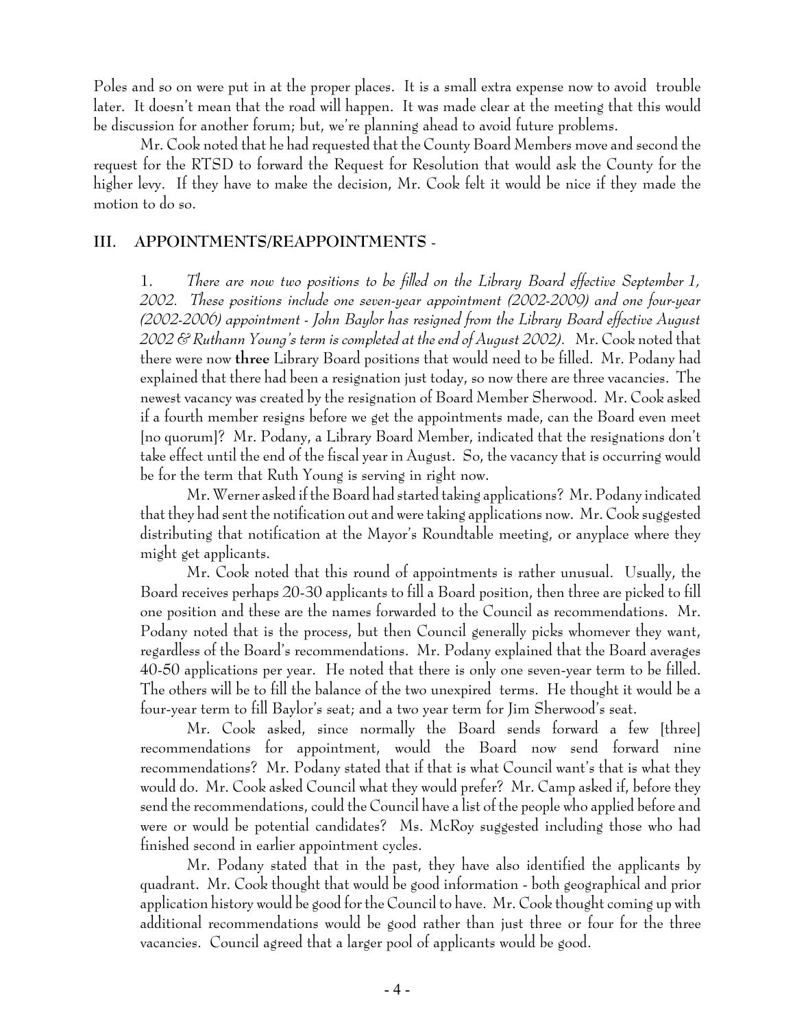Poles and so on were put in at the proper places. It is a small extra expense now to avoid trouble later. It doesn't mean that the road will happen. It was made clear at the meeting that this would be discussion for another forum; but, we're planning ahead to avoid future problems.

Mr. Cook noted that he had requested that the County Board Members move and second the request for the RTSD to forward the Request for Resolution that would ask the County for the higher levy. If they have to make the decision, Mr. Cook felt it would be nice if they made the motion to do so.

## III. APPOINTMENTS/REAPPOINTMENTS -

1. *There are now two positions to be filled on the Library Board effective September 1, 2002. These positions include one seven-year appointment (2002-2009) and one four-year (2002-2006) appointment - John Baylor has resigned from the Library Board effective August 2002 & Ruthann Young's term is completed at the end of August 2002).* Mr. Cook noted that there were now **three** Library Board positions that would need to be filled. Mr. Podany had explained that there had been a resignation just today, so now there are three vacancies. The newest vacancy was created by the resignation of Board Member Sherwood. Mr. Cook asked if a fourth member resigns before we get the appointments made, can the Board even meet [no quorum]? Mr. Podany, a Library Board Member, indicated that the resignations don't take effect until the end of the fiscal year in August. So, the vacancy that is occurring would be for the term that Ruth Young is serving in right now.

Mr. Werner asked if the Board had started taking applications? Mr. Podany indicated that they had sent the notification out and were taking applications now. Mr. Cook suggested distributing that notification at the Mayor's Roundtable meeting, or anyplace where they might get applicants.

Mr. Cook noted that this round of appointments is rather unusual. Usually, the Board receives perhaps 20-30 applicants to fill a Board position, then three are picked to fill one position and these are the names forwarded to the Council as recommendations. Mr. Podany noted that is the process, but then Council generally picks whomever they want, regardless of the Board's recommendations. Mr. Podany explained that the Board averages 40-50 applications per year. He noted that there is only one seven-year term to be filled. The others will be to fill the balance of the two unexpired terms. He thought it would be a four-year term to fill Baylor's seat; and a two year term for Jim Sherwood's seat.

Mr. Cook asked, since normally the Board sends forward a few [three] recommendations for appointment, would the Board now send forward nine recommendations? Mr. Podany stated that if that is what Council want's that is what they would do. Mr. Cook asked Council what they would prefer? Mr. Camp asked if, before they send the recommendations, could the Council have a list of the people who applied before and were or would be potential candidates? Ms. McRoy suggested including those who had finished second in earlier appointment cycles.

Mr. Podany stated that in the past, they have also identified the applicants by quadrant. Mr. Cook thought that would be good information - both geographical and prior application history would be good for the Council to have. Mr. Cook thought coming up with additional recommendations would be good rather than just three or four for the three vacancies. Council agreed that a larger pool of applicants would be good.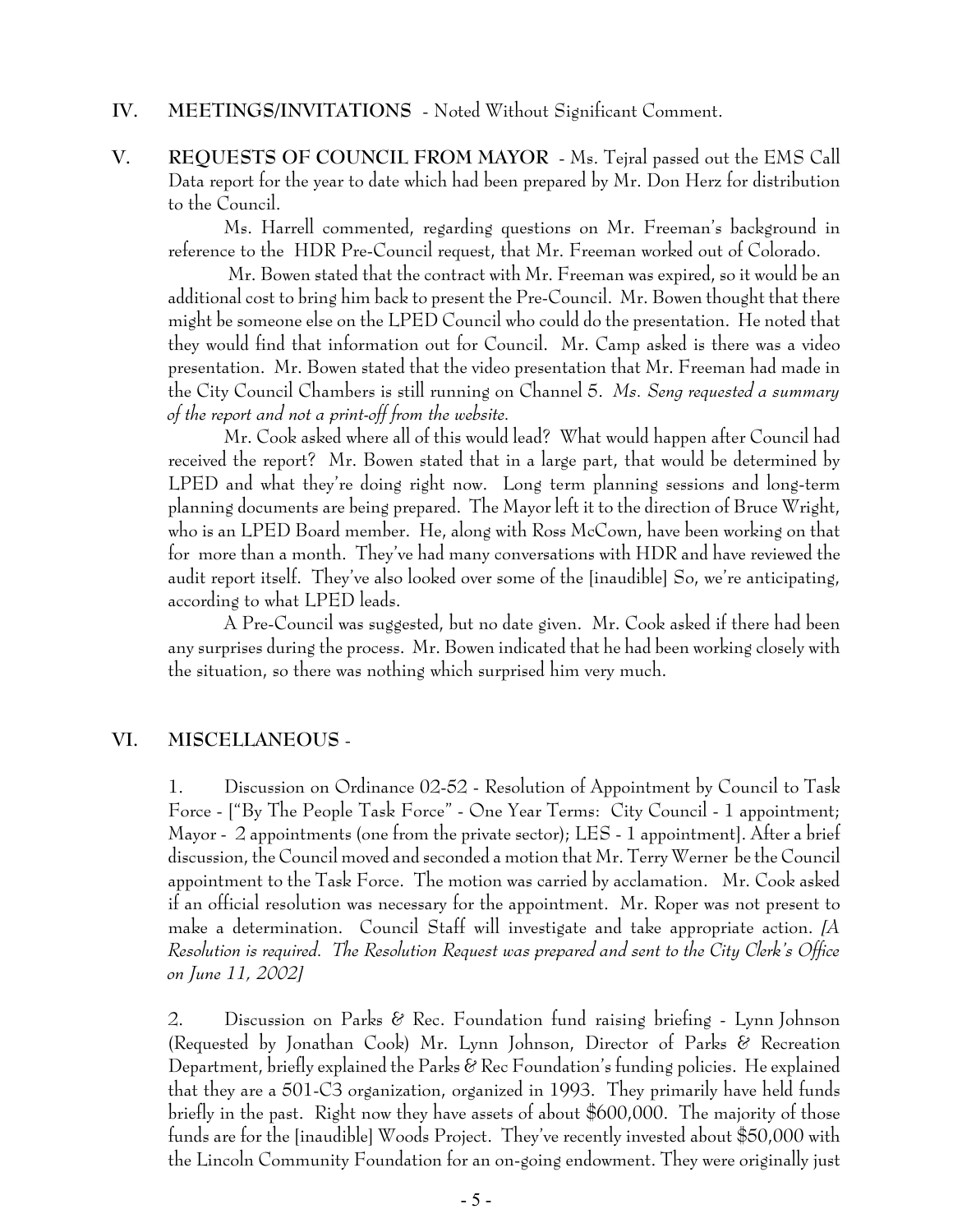**IV. MEETINGS/INVITATIONS** - Noted Without Significant Comment.

**V. REQUESTS OF COUNCIL FROM MAYOR** - Ms. Tejral passed out the EMS Call Data report for the year to date which had been prepared by Mr. Don Herz for distribution to the Council.

Ms. Harrell commented, regarding questions on Mr. Freeman's background in reference to the HDR Pre-Council request, that Mr. Freeman worked out of Colorado.

Mr. Bowen stated that the contract with Mr. Freeman was expired, so it would be an additional cost to bring him back to present the Pre-Council. Mr. Bowen thought that there might be someone else on the LPED Council who could do the presentation. He noted that they would find that information out for Council. Mr. Camp asked is there was a video presentation. Mr. Bowen stated that the video presentation that Mr. Freeman had made in the City Council Chambers is still running on Channel 5. *Ms. Seng requested a summary of the report and not a print-off from the website.*

Mr. Cook asked where all of this would lead? What would happen after Council had received the report? Mr. Bowen stated that in a large part, that would be determined by LPED and what they're doing right now. Long term planning sessions and long-term planning documents are being prepared. The Mayor left it to the direction of Bruce Wright, who is an LPED Board member. He, along with Ross McCown, have been working on that for more than a month. They've had many conversations with HDR and have reviewed the audit report itself. They've also looked over some of the [inaudible] So, we're anticipating, according to what LPED leads.

A Pre-Council was suggested, but no date given. Mr. Cook asked if there had been any surprises during the process. Mr. Bowen indicated that he had been working closely with the situation, so there was nothing which surprised him very much.

**VI. MISCELLANEOUS** -

1. Discussion on Ordinance 02-52 - Resolution of Appointment by Council to Task Force - ["By The People Task Force" - One Year Terms: City Council - 1 appointment; Mayor - 2 appointments (one from the private sector); LES - 1 appointment]. After a brief discussion, the Council moved and seconded a motion that Mr. Terry Werner be the Council appointment to the Task Force. The motion was carried by acclamation. Mr. Cook asked if an official resolution was necessary for the appointment. Mr. Roper was not present to make a determination. Council Staff will investigate and take appropriate action. *[A Resolution is required. The Resolution Request was prepared and sent to the City Clerk's Office on June 11, 2002]*

2. Discussion on Parks & Rec. Foundation fund raising briefing - Lynn Johnson (Requested by Jonathan Cook) Mr. Lynn Johnson, Director of Parks & Recreation Department, briefly explained the Parks & Rec Foundation's funding policies. He explained that they are a 501-C3 organization, organized in 1993. They primarily have held funds briefly in the past. Right now they have assets of about $600,000. The majority of those funds are for the [inaudible] Woods Project. They've recently invested about $50,000 with the Lincoln Community Foundation for an on-going endowment. They were originally just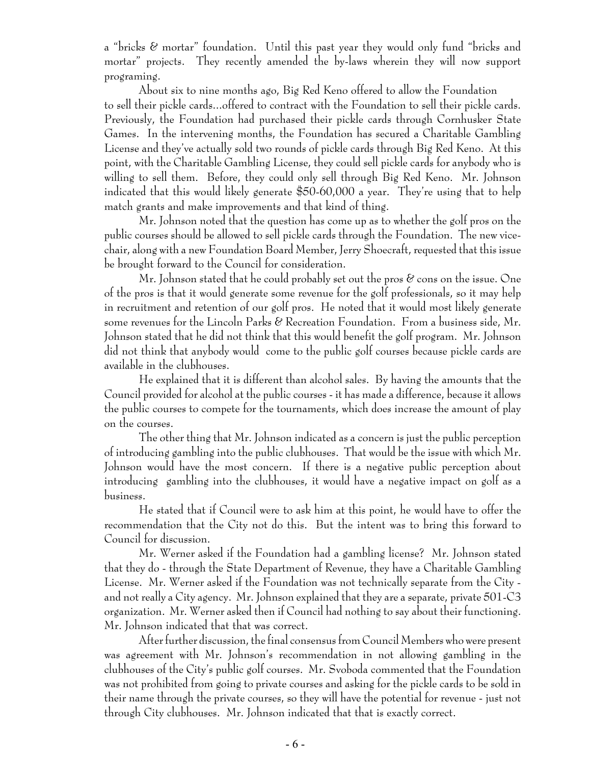a "bricks & mortar" foundation. Until this past year they would only fund "bricks and mortar" projects. They recently amended the by-laws wherein they will now support programing.

About six to nine months ago, Big Red Keno offered to allow the Foundation to sell their pickle cards...offered to contract with the Foundation to sell their pickle cards. Previously, the Foundation had purchased their pickle cards through Cornhusker State Games. In the intervening months, the Foundation has secured a Charitable Gambling License and they've actually sold two rounds of pickle cards through Big Red Keno. At this point, with the Charitable Gambling License, they could sell pickle cards for anybody who is willing to sell them. Before, they could only sell through Big Red Keno. Mr. Johnson indicated that this would likely generate $50-60,000 a year. They're using that to help match grants and make improvements and that kind of thing.

Mr. Johnson noted that the question has come up as to whether the golf pros on the public courses should be allowed to sell pickle cards through the Foundation. The new vice-chair, along with a new Foundation Board Member, Jerry Shoecraft, requested that this issue be brought forward to the Council for consideration.

Mr. Johnson stated that he could probably set out the pros & cons on the issue. One of the pros is that it would generate some revenue for the golf professionals, so it may help in recruitment and retention of our golf pros. He noted that it would most likely generate some revenues for the Lincoln Parks & Recreation Foundation. From a business side, Mr. Johnson stated that he did not think that this would benefit the golf program. Mr. Johnson did not think that anybody would come to the public golf courses because pickle cards are available in the clubhouses.

He explained that it is different than alcohol sales. By having the amounts that the Council provided for alcohol at the public courses - it has made a difference, because it allows the public courses to compete for the tournaments, which does increase the amount of play on the courses.

The other thing that Mr. Johnson indicated as a concern is just the public perception of introducing gambling into the public clubhouses. That would be the issue with which Mr. Johnson would have the most concern. If there is a negative public perception about introducing gambling into the clubhouses, it would have a negative impact on golf as a business.

He stated that if Council were to ask him at this point, he would have to offer the recommendation that the City not do this. But the intent was to bring this forward to Council for discussion.

Mr. Werner asked if the Foundation had a gambling license? Mr. Johnson stated that they do - through the State Department of Revenue, they have a Charitable Gambling License. Mr. Werner asked if the Foundation was not technically separate from the City - and not really a City agency. Mr. Johnson explained that they are a separate, private 501-C3 organization. Mr. Werner asked then if Council had nothing to say about their functioning. Mr. Johnson indicated that that was correct.

After further discussion, the final consensus from Council Members who were present was agreement with Mr. Johnson's recommendation in not allowing gambling in the clubhouses of the City's public golf courses. Mr. Svoboda commented that the Foundation was not prohibited from going to private courses and asking for the pickle cards to be sold in their name through the private courses, so they will have the potential for revenue - just not through City clubhouses. Mr. Johnson indicated that that is exactly correct.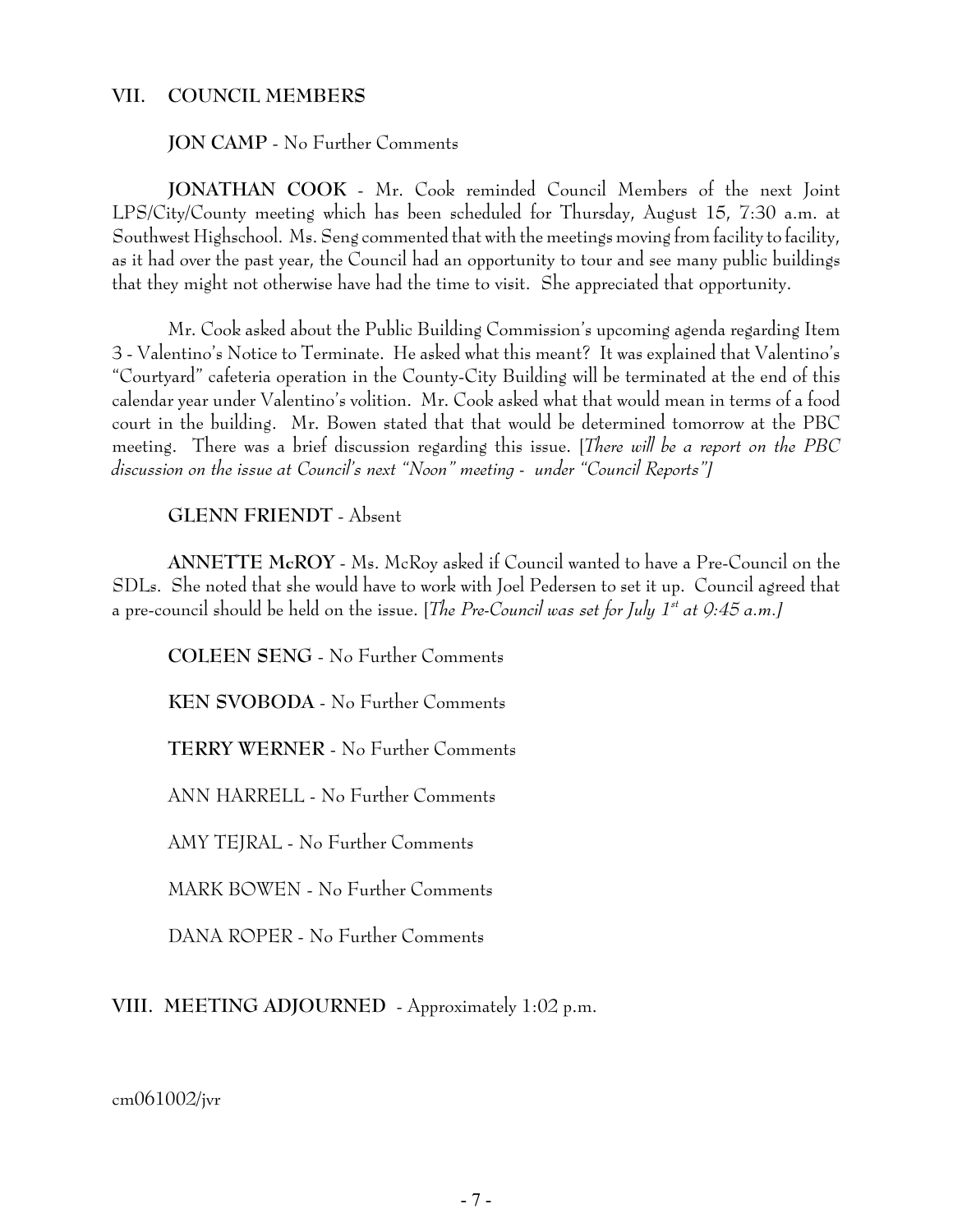## VII. COUNCIL MEMBERS

**JON CAMP** - No Further Comments

**JONATHAN COOK** - Mr. Cook reminded Council Members of the next Joint LPS/City/County meeting which has been scheduled for Thursday, August 15, 7:30 a.m. at Southwest Highschool. Ms. Seng commented that with the meetings moving from facility to facility, as it had over the past year, the Council had an opportunity to tour and see many public buildings that they might not otherwise have had the time to visit. She appreciated that opportunity.

Mr. Cook asked about the Public Building Commission's upcoming agenda regarding Item 3 - Valentino's Notice to Terminate. He asked what this meant? It was explained that Valentino's "Courtyard" cafeteria operation in the County-City Building will be terminated at the end of this calendar year under Valentino's volition. Mr. Cook asked what that would mean in terms of a food court in the building. Mr. Bowen stated that that would be determined tomorrow at the PBC meeting. There was a brief discussion regarding this issue. [*There will be a report on the PBC discussion on the issue at Council's next "Noon" meeting - under "Council Reports"*]

**GLENN FRIENDT** - Absent

**ANNETTE McROY** - Ms. McRoy asked if Council wanted to have a Pre-Council on the SDLs. She noted that she would have to work with Joel Pedersen to set it up. Council agreed that a pre-council should be held on the issue. [*The Pre-Council was set for July 1st at 9:45 a.m.*]

**COLEEN SENG** - No Further Comments

**KEN SVOBODA** - No Further Comments

**TERRY WERNER** - No Further Comments

ANN HARRELL - No Further Comments

AMY TEJRAL - No Further Comments

MARK BOWEN - No Further Comments

DANA ROPER - No Further Comments

## VIII. MEETING ADJOURNED - Approximately 1:02 p.m.

cm061002/jvr